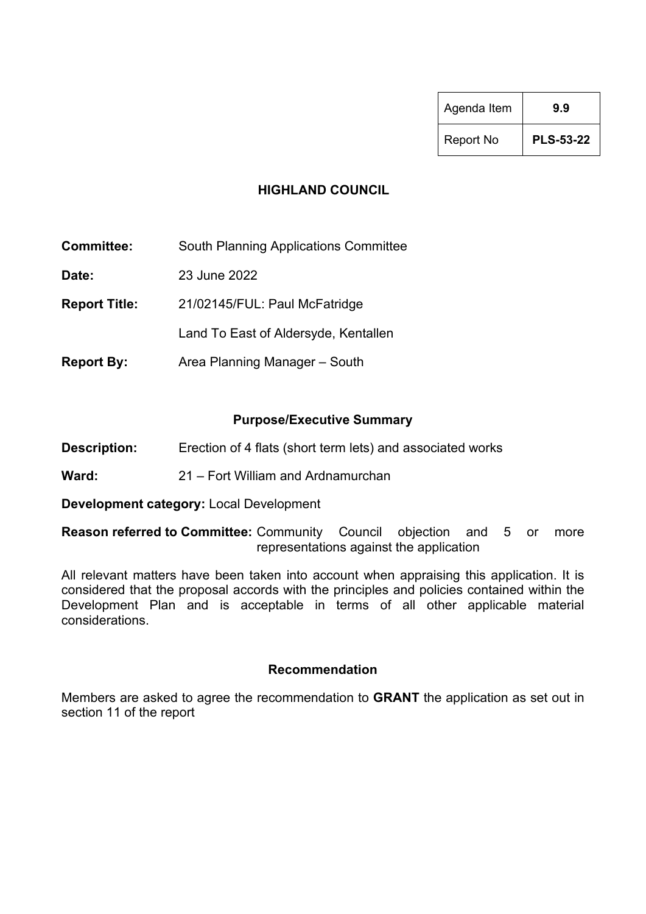| Agenda Item | 9.9 |
| --- | --- |
| Report No | **PLS-53-22** |

# HIGHLAND COUNCIL

**Committee:** South Planning Applications Committee

**Date:** 23 June 2022

**Report Title:** 21/02145/FUL: Paul McFatridge

Land To East of Aldersyde, Kentallen

**Report By:** Area Planning Manager – South

## Purpose/Executive Summary

**Description:** Erection of 4 flats (short term lets) and associated works

**Ward:** 21 – Fort William and Ardnamurchan

**Development category:** Local Development

**Reason referred to Committee:** Community Council objection and 5 or more representations against the application

All relevant matters have been taken into account when appraising this application. It is considered that the proposal accords with the principles and policies contained within the Development Plan and is acceptable in terms of all other applicable material considerations.

## Recommendation

Members are asked to agree the recommendation to **GRANT** the application as set out in section 11 of the report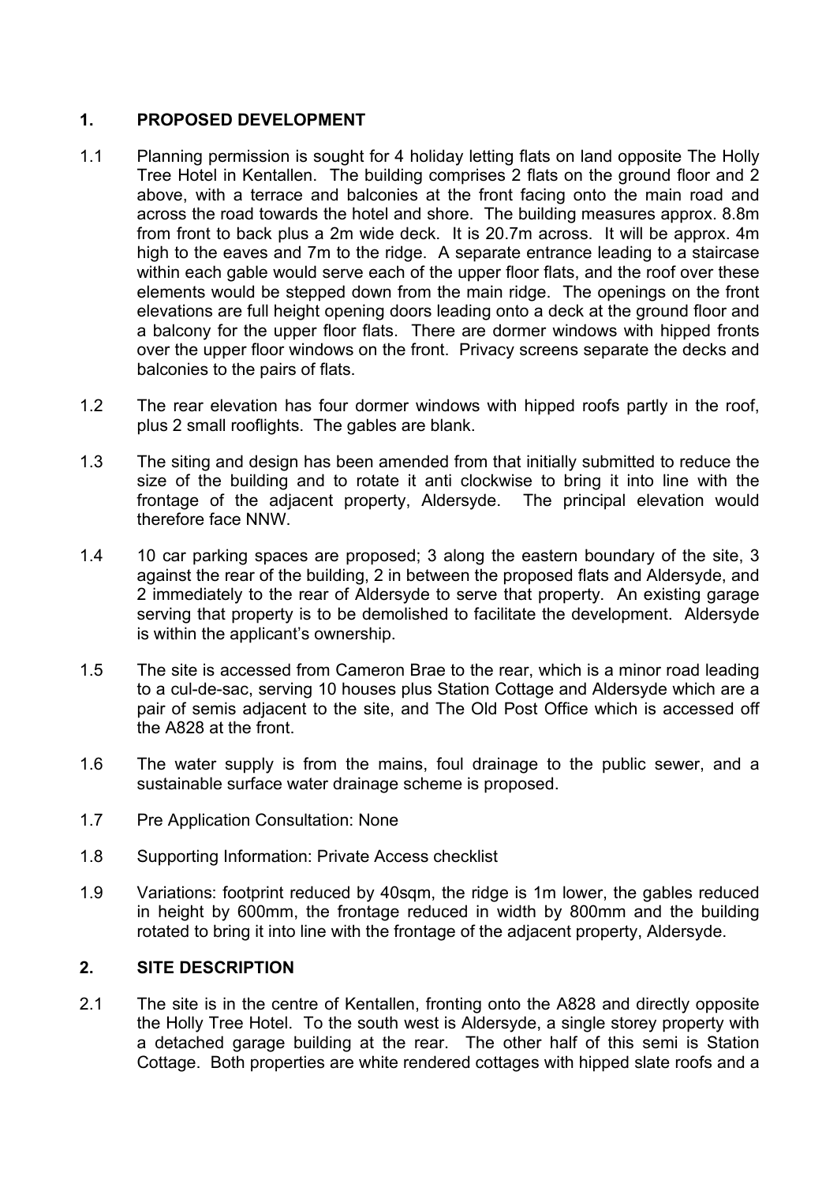## 1. PROPOSED DEVELOPMENT

1.1 Planning permission is sought for 4 holiday letting flats on land opposite The Holly Tree Hotel in Kentallen. The building comprises 2 flats on the ground floor and 2 above, with a terrace and balconies at the front facing onto the main road and across the road towards the hotel and shore. The building measures approx. 8.8m from front to back plus a 2m wide deck. It is 20.7m across. It will be approx. 4m high to the eaves and 7m to the ridge. A separate entrance leading to a staircase within each gable would serve each of the upper floor flats, and the roof over these elements would be stepped down from the main ridge. The openings on the front elevations are full height opening doors leading onto a deck at the ground floor and a balcony for the upper floor flats. There are dormer windows with hipped fronts over the upper floor windows on the front. Privacy screens separate the decks and balconies to the pairs of flats.

1.2 The rear elevation has four dormer windows with hipped roofs partly in the roof, plus 2 small rooflights. The gables are blank.

1.3 The siting and design has been amended from that initially submitted to reduce the size of the building and to rotate it anti clockwise to bring it into line with the frontage of the adjacent property, Aldersyde. The principal elevation would therefore face NNW.

1.4 10 car parking spaces are proposed; 3 along the eastern boundary of the site, 3 against the rear of the building, 2 in between the proposed flats and Aldersyde, and 2 immediately to the rear of Aldersyde to serve that property. An existing garage serving that property is to be demolished to facilitate the development. Aldersyde is within the applicant's ownership.

1.5 The site is accessed from Cameron Brae to the rear, which is a minor road leading to a cul-de-sac, serving 10 houses plus Station Cottage and Aldersyde which are a pair of semis adjacent to the site, and The Old Post Office which is accessed off the A828 at the front.

1.6 The water supply is from the mains, foul drainage to the public sewer, and a sustainable surface water drainage scheme is proposed.

1.7 Pre Application Consultation: None

1.8 Supporting Information: Private Access checklist

1.9 Variations: footprint reduced by 40sqm, the ridge is 1m lower, the gables reduced in height by 600mm, the frontage reduced in width by 800mm and the building rotated to bring it into line with the frontage of the adjacent property, Aldersyde.

## 2. SITE DESCRIPTION

2.1 The site is in the centre of Kentallen, fronting onto the A828 and directly opposite the Holly Tree Hotel. To the south west is Aldersyde, a single storey property with a detached garage building at the rear. The other half of this semi is Station Cottage. Both properties are white rendered cottages with hipped slate roofs and a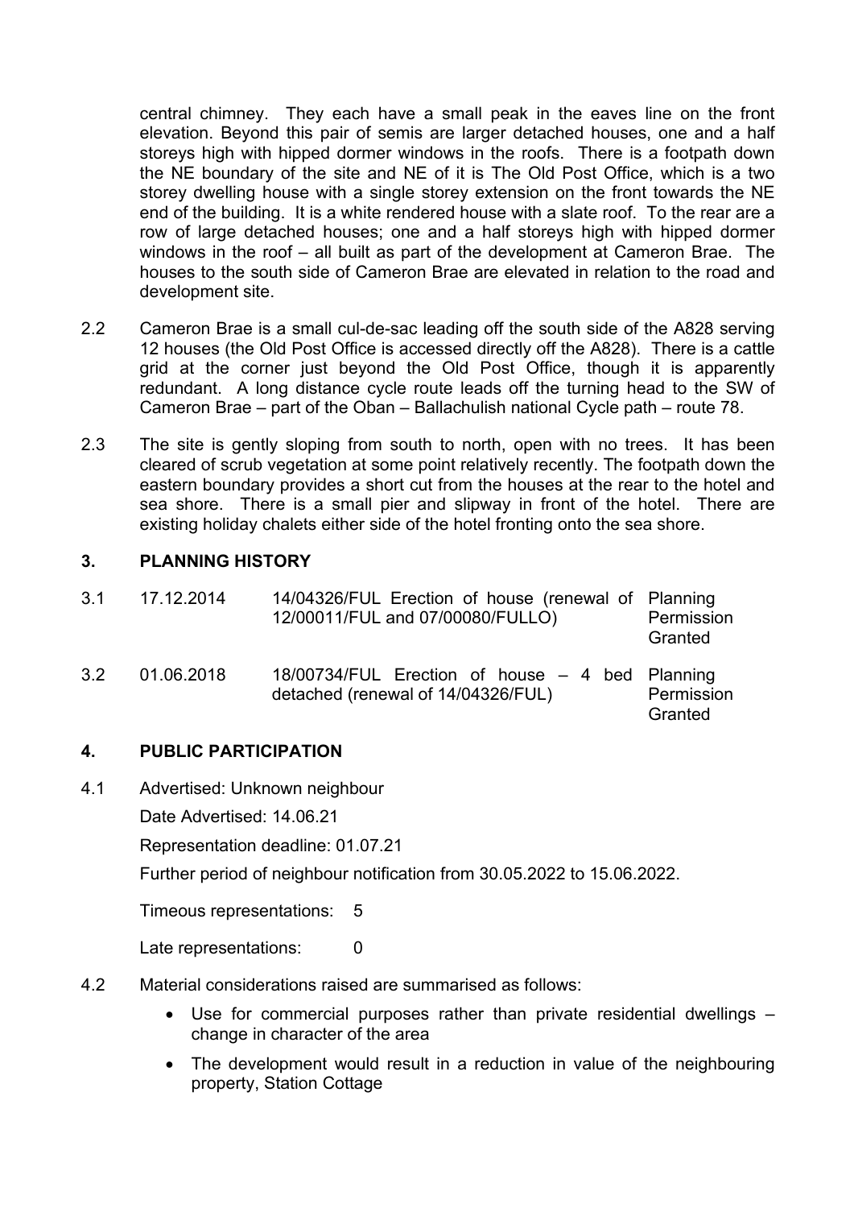central chimney. They each have a small peak in the eaves line on the front elevation. Beyond this pair of semis are larger detached houses, one and a half storeys high with hipped dormer windows in the roofs. There is a footpath down the NE boundary of the site and NE of it is The Old Post Office, which is a two storey dwelling house with a single storey extension on the front towards the NE end of the building. It is a white rendered house with a slate roof. To the rear are a row of large detached houses; one and a half storeys high with hipped dormer windows in the roof – all built as part of the development at Cameron Brae. The houses to the south side of Cameron Brae are elevated in relation to the road and development site.

2.2 Cameron Brae is a small cul-de-sac leading off the south side of the A828 serving 12 houses (the Old Post Office is accessed directly off the A828). There is a cattle grid at the corner just beyond the Old Post Office, though it is apparently redundant. A long distance cycle route leads off the turning head to the SW of Cameron Brae – part of the Oban – Ballachulish national Cycle path – route 78.

2.3 The site is gently sloping from south to north, open with no trees. It has been cleared of scrub vegetation at some point relatively recently. The footpath down the eastern boundary provides a short cut from the houses at the rear to the hotel and sea shore. There is a small pier and slipway in front of the hotel. There are existing holiday chalets either side of the hotel fronting onto the sea shore.

## 3. PLANNING HISTORY

| | | | |
|---|---|---|---|
| 3.1 | 17.12.2014 | 14/04326/FUL Erection of house (renewal of 12/00011/FUL and 07/00080/FULLO) | Planning Permission Granted |
| 3.2 | 01.06.2018 | 18/00734/FUL Erection of house – 4 bed detached (renewal of 14/04326/FUL) | Planning Permission Granted |

## 4. PUBLIC PARTICIPATION

4.1 Advertised: Unknown neighbour

Date Advertised: 14.06.21

Representation deadline: 01.07.21

Further period of neighbour notification from 30.05.2022 to 15.06.2022.

Timeous representations: 5

Late representations: 0

4.2 Material considerations raised are summarised as follows:

- Use for commercial purposes rather than private residential dwellings – change in character of the area
- The development would result in a reduction in value of the neighbouring property, Station Cottage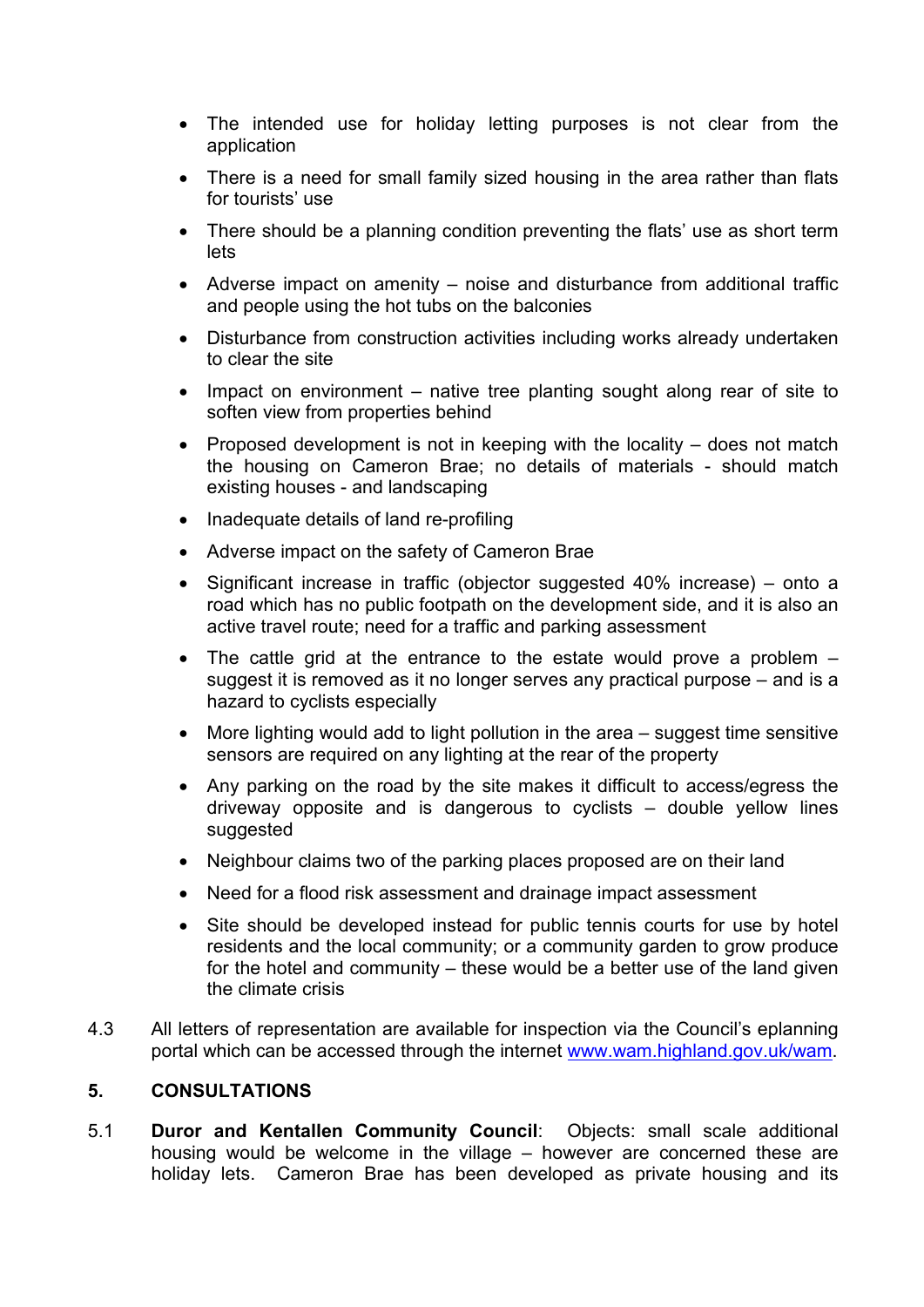- The intended use for holiday letting purposes is not clear from the application
- There is a need for small family sized housing in the area rather than flats for tourists' use
- There should be a planning condition preventing the flats' use as short term lets
- Adverse impact on amenity – noise and disturbance from additional traffic and people using the hot tubs on the balconies
- Disturbance from construction activities including works already undertaken to clear the site
- Impact on environment – native tree planting sought along rear of site to soften view from properties behind
- Proposed development is not in keeping with the locality – does not match the housing on Cameron Brae; no details of materials - should match existing houses - and landscaping
- Inadequate details of land re-profiling
- Adverse impact on the safety of Cameron Brae
- Significant increase in traffic (objector suggested 40% increase) – onto a road which has no public footpath on the development side, and it is also an active travel route; need for a traffic and parking assessment
- The cattle grid at the entrance to the estate would prove a problem – suggest it is removed as it no longer serves any practical purpose – and is a hazard to cyclists especially
- More lighting would add to light pollution in the area – suggest time sensitive sensors are required on any lighting at the rear of the property
- Any parking on the road by the site makes it difficult to access/egress the driveway opposite and is dangerous to cyclists – double yellow lines suggested
- Neighbour claims two of the parking places proposed are on their land
- Need for a flood risk assessment and drainage impact assessment
- Site should be developed instead for public tennis courts for use by hotel residents and the local community; or a community garden to grow produce for the hotel and community – these would be a better use of the land given the climate crisis

4.3 All letters of representation are available for inspection via the Council's eplanning portal which can be accessed through the internet [www.wam.highland.gov.uk/wam](www.wam.highland.gov.uk/wam).

## 5. CONSULTATIONS

5.1 **Duror and Kentallen Community Council**: Objects: small scale additional housing would be welcome in the village – however are concerned these are holiday lets. Cameron Brae has been developed as private housing and its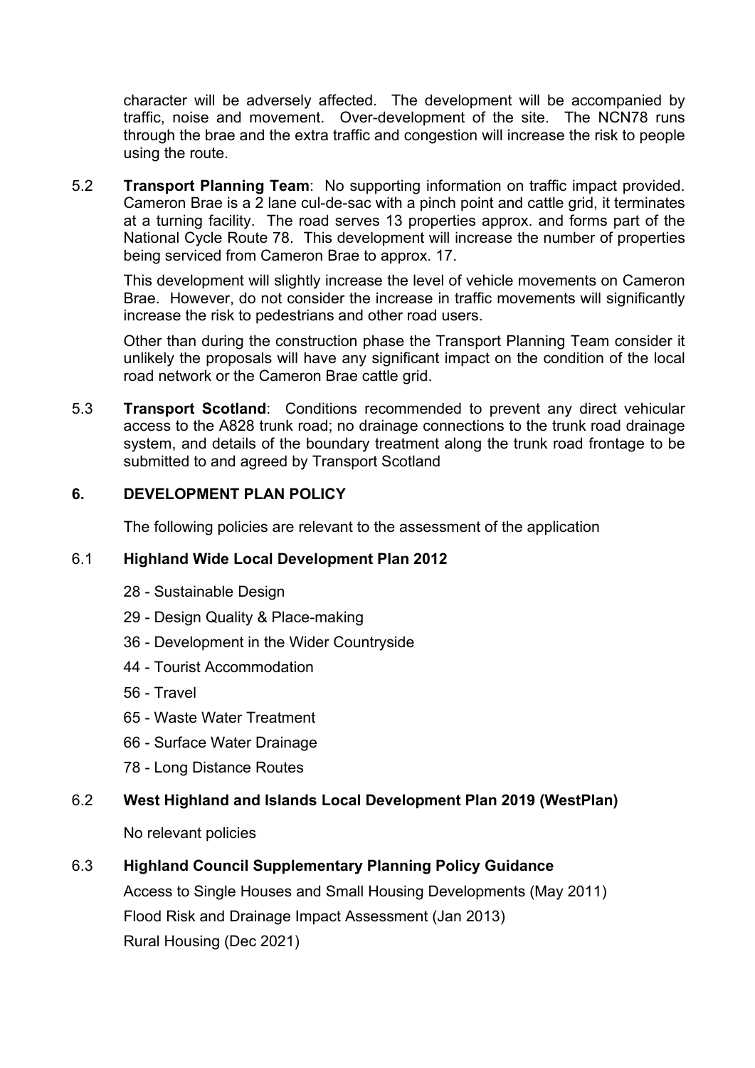character will be adversely affected. The development will be accompanied by traffic, noise and movement. Over-development of the site. The NCN78 runs through the brae and the extra traffic and congestion will increase the risk to people using the route.

5.2 **Transport Planning Team**: No supporting information on traffic impact provided. Cameron Brae is a 2 lane cul-de-sac with a pinch point and cattle grid, it terminates at a turning facility. The road serves 13 properties approx. and forms part of the National Cycle Route 78. This development will increase the number of properties being serviced from Cameron Brae to approx. 17.

This development will slightly increase the level of vehicle movements on Cameron Brae. However, do not consider the increase in traffic movements will significantly increase the risk to pedestrians and other road users.

Other than during the construction phase the Transport Planning Team consider it unlikely the proposals will have any significant impact on the condition of the local road network or the Cameron Brae cattle grid.

5.3 **Transport Scotland**: Conditions recommended to prevent any direct vehicular access to the A828 trunk road; no drainage connections to the trunk road drainage system, and details of the boundary treatment along the trunk road frontage to be submitted to and agreed by Transport Scotland

## 6. DEVELOPMENT PLAN POLICY

The following policies are relevant to the assessment of the application

### 6.1 Highland Wide Local Development Plan 2012

- 28 - Sustainable Design
- 29 - Design Quality & Place-making
- 36 - Development in the Wider Countryside
- 44 - Tourist Accommodation
- 56 - Travel
- 65 - Waste Water Treatment
- 66 - Surface Water Drainage
- 78 - Long Distance Routes

### 6.2 West Highland and Islands Local Development Plan 2019 (WestPlan)

No relevant policies

### 6.3 Highland Council Supplementary Planning Policy Guidance

Access to Single Houses and Small Housing Developments (May 2011)

Flood Risk and Drainage Impact Assessment (Jan 2013)

Rural Housing (Dec 2021)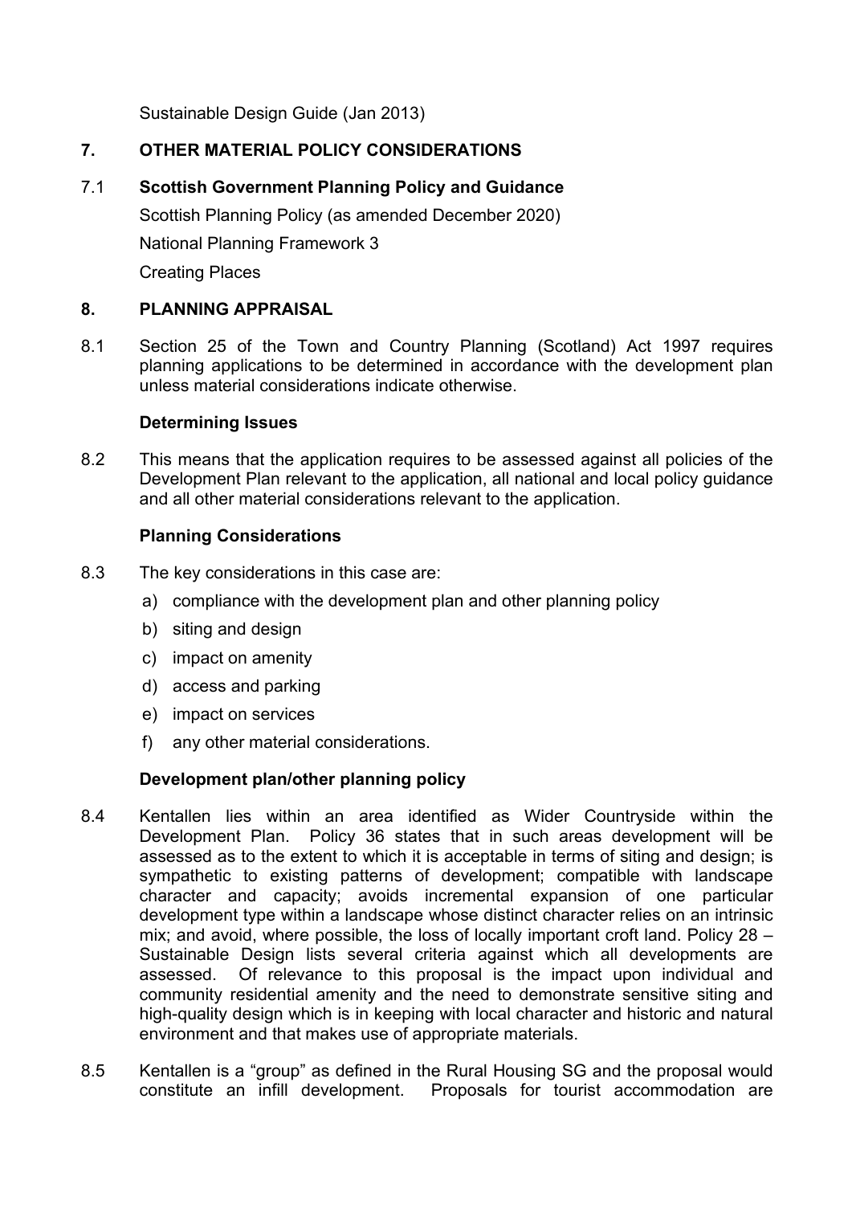Sustainable Design Guide (Jan 2013)

## 7. OTHER MATERIAL POLICY CONSIDERATIONS

### 7.1 Scottish Government Planning Policy and Guidance

Scottish Planning Policy (as amended December 2020)

National Planning Framework 3

Creating Places

## 8. PLANNING APPRAISAL

8.1 Section 25 of the Town and Country Planning (Scotland) Act 1997 requires planning applications to be determined in accordance with the development plan unless material considerations indicate otherwise.

### Determining Issues

8.2 This means that the application requires to be assessed against all policies of the Development Plan relevant to the application, all national and local policy guidance and all other material considerations relevant to the application.

### Planning Considerations

8.3 The key considerations in this case are:

a) compliance with the development plan and other planning policy
b) siting and design
c) impact on amenity
d) access and parking
e) impact on services
f) any other material considerations.

### Development plan/other planning policy

8.4 Kentallen lies within an area identified as Wider Countryside within the Development Plan. Policy 36 states that in such areas development will be assessed as to the extent to which it is acceptable in terms of siting and design; is sympathetic to existing patterns of development; compatible with landscape character and capacity; avoids incremental expansion of one particular development type within a landscape whose distinct character relies on an intrinsic mix; and avoid, where possible, the loss of locally important croft land. Policy 28 – Sustainable Design lists several criteria against which all developments are assessed. Of relevance to this proposal is the impact upon individual and community residential amenity and the need to demonstrate sensitive siting and high-quality design which is in keeping with local character and historic and natural environment and that makes use of appropriate materials.

8.5 Kentallen is a "group" as defined in the Rural Housing SG and the proposal would constitute an infill development. Proposals for tourist accommodation are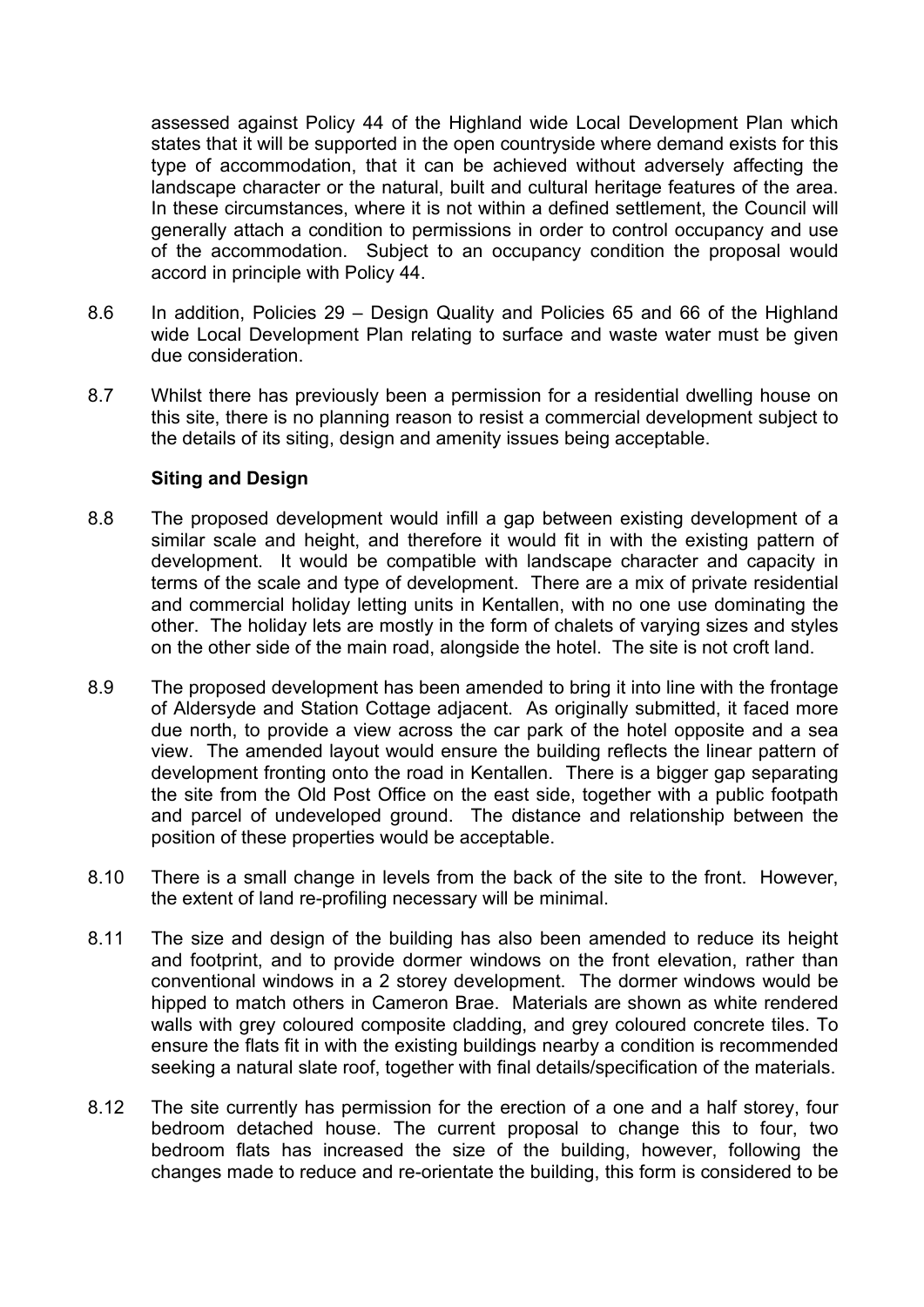assessed against Policy 44 of the Highland wide Local Development Plan which states that it will be supported in the open countryside where demand exists for this type of accommodation, that it can be achieved without adversely affecting the landscape character or the natural, built and cultural heritage features of the area. In these circumstances, where it is not within a defined settlement, the Council will generally attach a condition to permissions in order to control occupancy and use of the accommodation. Subject to an occupancy condition the proposal would accord in principle with Policy 44.

8.6 In addition, Policies 29 – Design Quality and Policies 65 and 66 of the Highland wide Local Development Plan relating to surface and waste water must be given due consideration.

8.7 Whilst there has previously been a permission for a residential dwelling house on this site, there is no planning reason to resist a commercial development subject to the details of its siting, design and amenity issues being acceptable.

**Siting and Design**

8.8 The proposed development would infill a gap between existing development of a similar scale and height, and therefore it would fit in with the existing pattern of development. It would be compatible with landscape character and capacity in terms of the scale and type of development. There are a mix of private residential and commercial holiday letting units in Kentallen, with no one use dominating the other. The holiday lets are mostly in the form of chalets of varying sizes and styles on the other side of the main road, alongside the hotel. The site is not croft land.

8.9 The proposed development has been amended to bring it into line with the frontage of Aldersyde and Station Cottage adjacent. As originally submitted, it faced more due north, to provide a view across the car park of the hotel opposite and a sea view. The amended layout would ensure the building reflects the linear pattern of development fronting onto the road in Kentallen. There is a bigger gap separating the site from the Old Post Office on the east side, together with a public footpath and parcel of undeveloped ground. The distance and relationship between the position of these properties would be acceptable.

8.10 There is a small change in levels from the back of the site to the front. However, the extent of land re-profiling necessary will be minimal.

8.11 The size and design of the building has also been amended to reduce its height and footprint, and to provide dormer windows on the front elevation, rather than conventional windows in a 2 storey development. The dormer windows would be hipped to match others in Cameron Brae. Materials are shown as white rendered walls with grey coloured composite cladding, and grey coloured concrete tiles. To ensure the flats fit in with the existing buildings nearby a condition is recommended seeking a natural slate roof, together with final details/specification of the materials.

8.12 The site currently has permission for the erection of a one and a half storey, four bedroom detached house. The current proposal to change this to four, two bedroom flats has increased the size of the building, however, following the changes made to reduce and re-orientate the building, this form is considered to be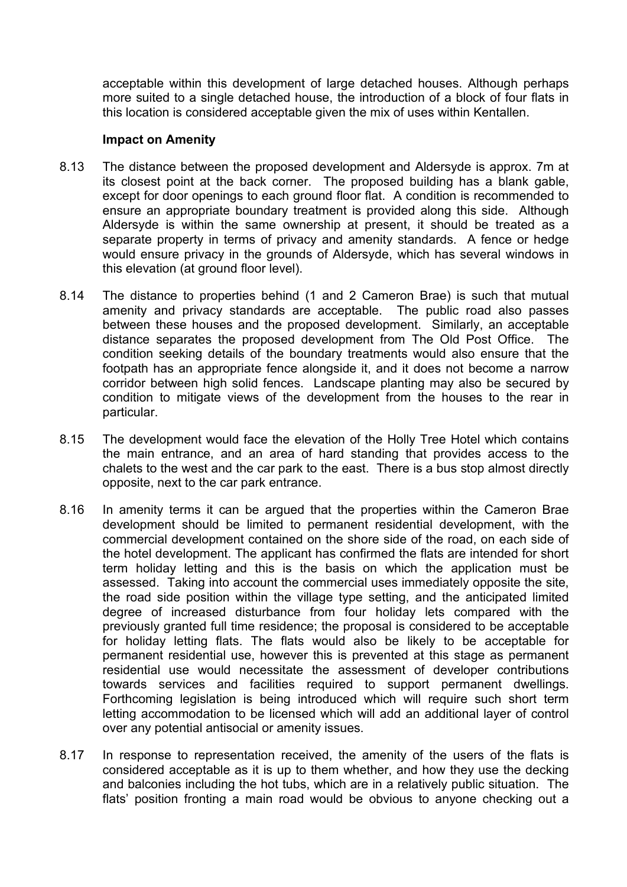acceptable within this development of large detached houses. Although perhaps more suited to a single detached house, the introduction of a block of four flats in this location is considered acceptable given the mix of uses within Kentallen.

**Impact on Amenity**

8.13 The distance between the proposed development and Aldersyde is approx. 7m at its closest point at the back corner. The proposed building has a blank gable, except for door openings to each ground floor flat. A condition is recommended to ensure an appropriate boundary treatment is provided along this side. Although Aldersyde is within the same ownership at present, it should be treated as a separate property in terms of privacy and amenity standards. A fence or hedge would ensure privacy in the grounds of Aldersyde, which has several windows in this elevation (at ground floor level).

8.14 The distance to properties behind (1 and 2 Cameron Brae) is such that mutual amenity and privacy standards are acceptable. The public road also passes between these houses and the proposed development. Similarly, an acceptable distance separates the proposed development from The Old Post Office. The condition seeking details of the boundary treatments would also ensure that the footpath has an appropriate fence alongside it, and it does not become a narrow corridor between high solid fences. Landscape planting may also be secured by condition to mitigate views of the development from the houses to the rear in particular.

8.15 The development would face the elevation of the Holly Tree Hotel which contains the main entrance, and an area of hard standing that provides access to the chalets to the west and the car park to the east. There is a bus stop almost directly opposite, next to the car park entrance.

8.16 In amenity terms it can be argued that the properties within the Cameron Brae development should be limited to permanent residential development, with the commercial development contained on the shore side of the road, on each side of the hotel development. The applicant has confirmed the flats are intended for short term holiday letting and this is the basis on which the application must be assessed. Taking into account the commercial uses immediately opposite the site, the road side position within the village type setting, and the anticipated limited degree of increased disturbance from four holiday lets compared with the previously granted full time residence; the proposal is considered to be acceptable for holiday letting flats. The flats would also be likely to be acceptable for permanent residential use, however this is prevented at this stage as permanent residential use would necessitate the assessment of developer contributions towards services and facilities required to support permanent dwellings. Forthcoming legislation is being introduced which will require such short term letting accommodation to be licensed which will add an additional layer of control over any potential antisocial or amenity issues.

8.17 In response to representation received, the amenity of the users of the flats is considered acceptable as it is up to them whether, and how they use the decking and balconies including the hot tubs, which are in a relatively public situation. The flats' position fronting a main road would be obvious to anyone checking out a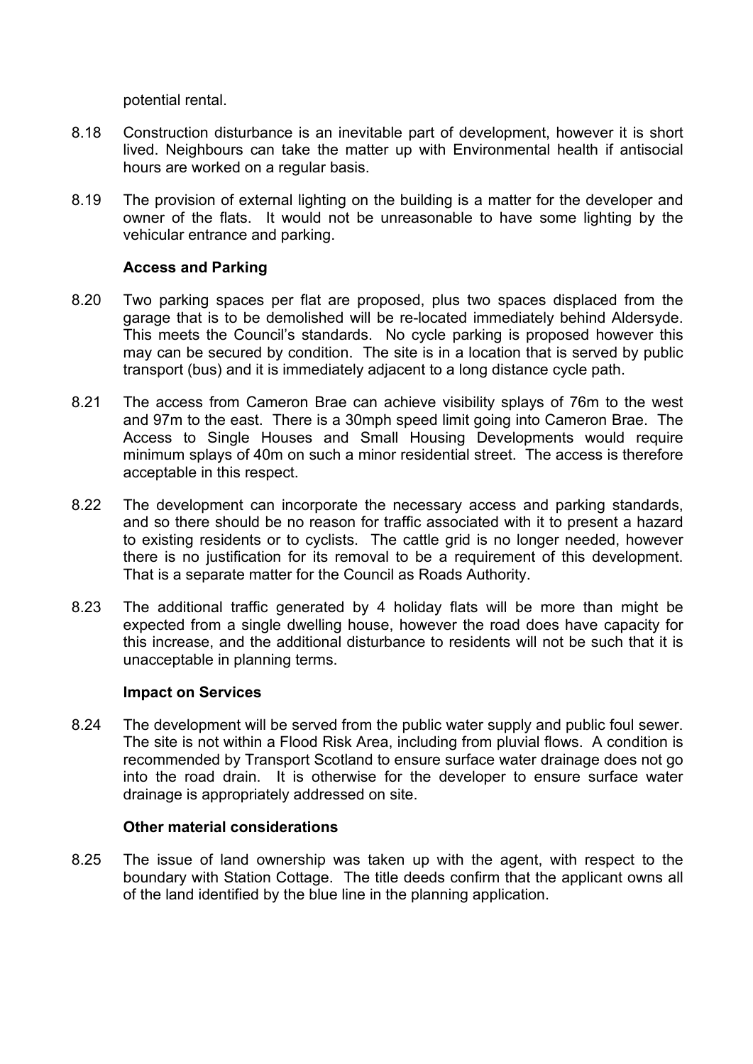potential rental.

8.18 Construction disturbance is an inevitable part of development, however it is short lived. Neighbours can take the matter up with Environmental health if antisocial hours are worked on a regular basis.

8.19 The provision of external lighting on the building is a matter for the developer and owner of the flats. It would not be unreasonable to have some lighting by the vehicular entrance and parking.

### Access and Parking

8.20 Two parking spaces per flat are proposed, plus two spaces displaced from the garage that is to be demolished will be re-located immediately behind Aldersyde. This meets the Council's standards. No cycle parking is proposed however this may can be secured by condition. The site is in a location that is served by public transport (bus) and it is immediately adjacent to a long distance cycle path.

8.21 The access from Cameron Brae can achieve visibility splays of 76m to the west and 97m to the east. There is a 30mph speed limit going into Cameron Brae. The Access to Single Houses and Small Housing Developments would require minimum splays of 40m on such a minor residential street. The access is therefore acceptable in this respect.

8.22 The development can incorporate the necessary access and parking standards, and so there should be no reason for traffic associated with it to present a hazard to existing residents or to cyclists. The cattle grid is no longer needed, however there is no justification for its removal to be a requirement of this development. That is a separate matter for the Council as Roads Authority.

8.23 The additional traffic generated by 4 holiday flats will be more than might be expected from a single dwelling house, however the road does have capacity for this increase, and the additional disturbance to residents will not be such that it is unacceptable in planning terms.

### Impact on Services

8.24 The development will be served from the public water supply and public foul sewer. The site is not within a Flood Risk Area, including from pluvial flows. A condition is recommended by Transport Scotland to ensure surface water drainage does not go into the road drain. It is otherwise for the developer to ensure surface water drainage is appropriately addressed on site.

### Other material considerations

8.25 The issue of land ownership was taken up with the agent, with respect to the boundary with Station Cottage. The title deeds confirm that the applicant owns all of the land identified by the blue line in the planning application.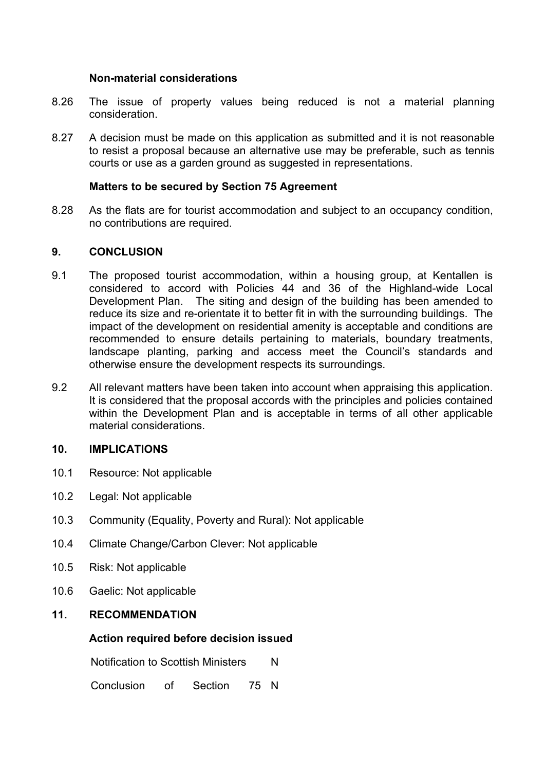**Non-material considerations**

8.26 The issue of property values being reduced is not a material planning consideration.

8.27 A decision must be made on this application as submitted and it is not reasonable to resist a proposal because an alternative use may be preferable, such as tennis courts or use as a garden ground as suggested in representations.

**Matters to be secured by Section 75 Agreement**

8.28 As the flats are for tourist accommodation and subject to an occupancy condition, no contributions are required.

## 9. CONCLUSION

9.1 The proposed tourist accommodation, within a housing group, at Kentallen is considered to accord with Policies 44 and 36 of the Highland-wide Local Development Plan. The siting and design of the building has been amended to reduce its size and re-orientate it to better fit in with the surrounding buildings. The impact of the development on residential amenity is acceptable and conditions are recommended to ensure details pertaining to materials, boundary treatments, landscape planting, parking and access meet the Council's standards and otherwise ensure the development respects its surroundings.

9.2 All relevant matters have been taken into account when appraising this application. It is considered that the proposal accords with the principles and policies contained within the Development Plan and is acceptable in terms of all other applicable material considerations.

## 10. IMPLICATIONS

10.1 Resource: Not applicable

10.2 Legal: Not applicable

10.3 Community (Equality, Poverty and Rural): Not applicable

10.4 Climate Change/Carbon Clever: Not applicable

10.5 Risk: Not applicable

10.6 Gaelic: Not applicable

## 11. RECOMMENDATION

**Action required before decision issued**

| | |
|---|---|
| Notification to Scottish Ministers | N |
| Conclusion of Section 75 | N |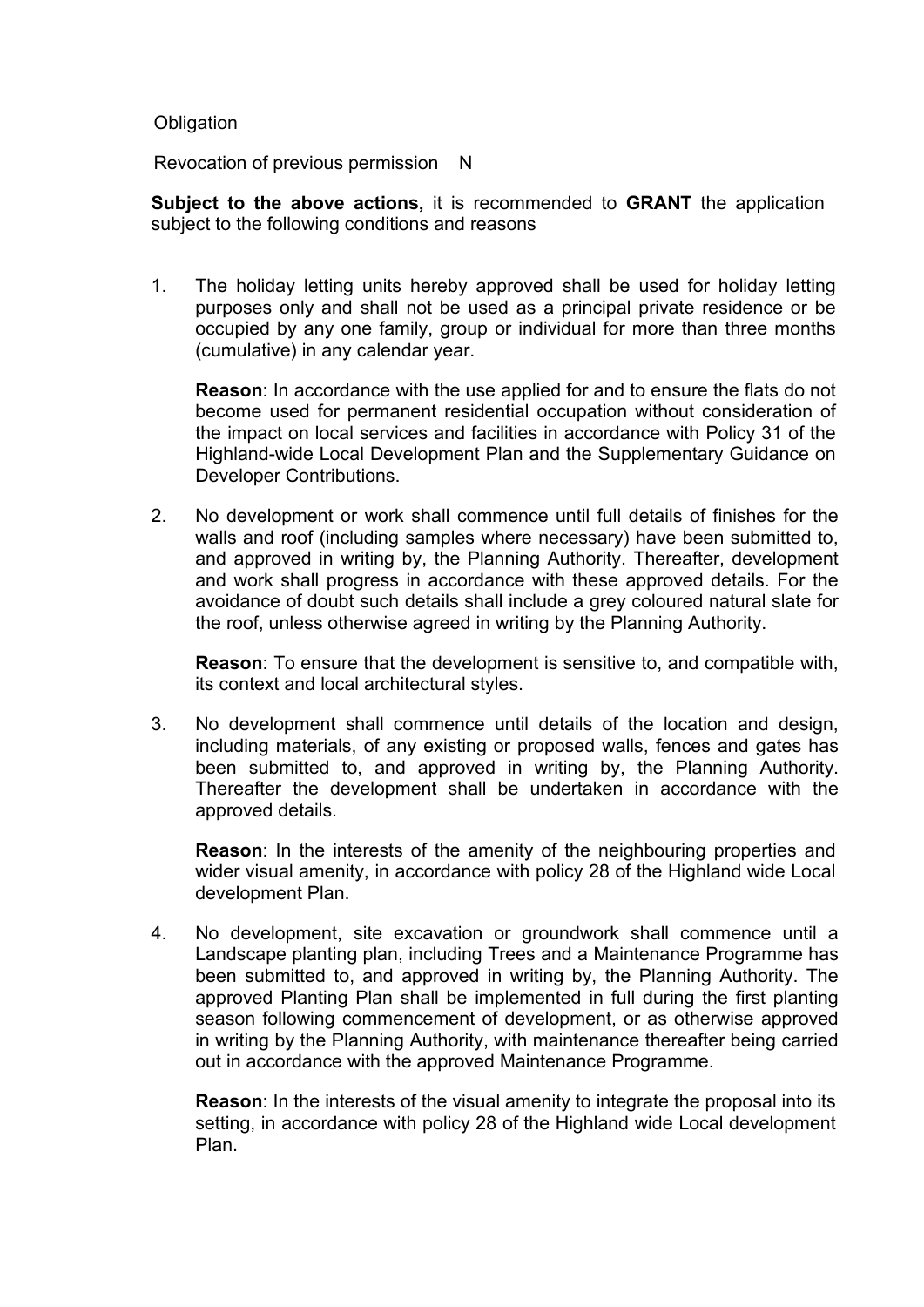Obligation

Revocation of previous permission N

**Subject to the above actions,** it is recommended to **GRANT** the application subject to the following conditions and reasons

1. The holiday letting units hereby approved shall be used for holiday letting purposes only and shall not be used as a principal private residence or be occupied by any one family, group or individual for more than three months (cumulative) in any calendar year.

   **Reason**: In accordance with the use applied for and to ensure the flats do not become used for permanent residential occupation without consideration of the impact on local services and facilities in accordance with Policy 31 of the Highland-wide Local Development Plan and the Supplementary Guidance on Developer Contributions.

2. No development or work shall commence until full details of finishes for the walls and roof (including samples where necessary) have been submitted to, and approved in writing by, the Planning Authority. Thereafter, development and work shall progress in accordance with these approved details. For the avoidance of doubt such details shall include a grey coloured natural slate for the roof, unless otherwise agreed in writing by the Planning Authority.

   **Reason**: To ensure that the development is sensitive to, and compatible with, its context and local architectural styles.

3. No development shall commence until details of the location and design, including materials, of any existing or proposed walls, fences and gates has been submitted to, and approved in writing by, the Planning Authority. Thereafter the development shall be undertaken in accordance with the approved details.

   **Reason**: In the interests of the amenity of the neighbouring properties and wider visual amenity, in accordance with policy 28 of the Highland wide Local development Plan.

4. No development, site excavation or groundwork shall commence until a Landscape planting plan, including Trees and a Maintenance Programme has been submitted to, and approved in writing by, the Planning Authority. The approved Planting Plan shall be implemented in full during the first planting season following commencement of development, or as otherwise approved in writing by the Planning Authority, with maintenance thereafter being carried out in accordance with the approved Maintenance Programme.

   **Reason**: In the interests of the visual amenity to integrate the proposal into its setting, in accordance with policy 28 of the Highland wide Local development Plan.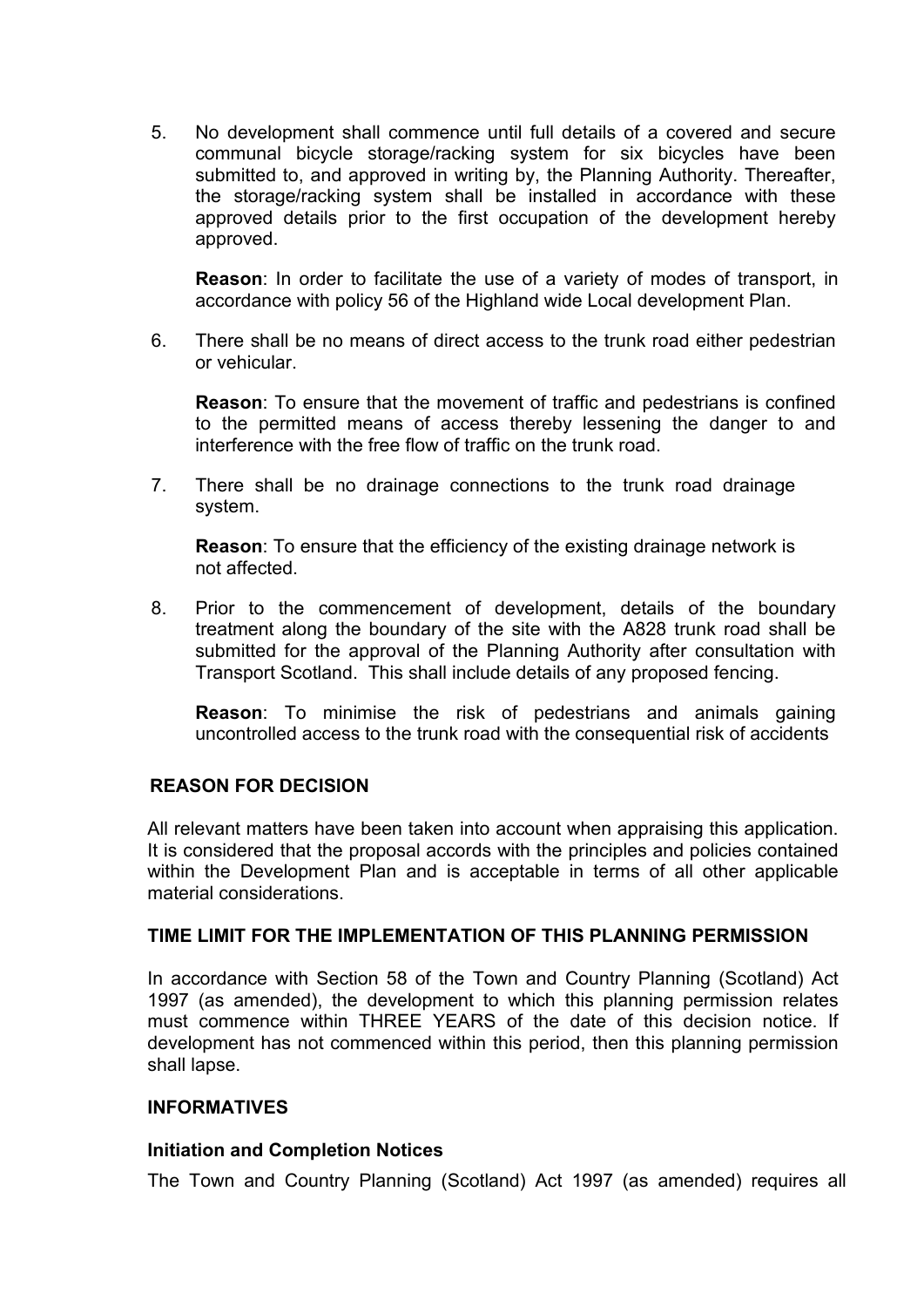5. No development shall commence until full details of a covered and secure communal bicycle storage/racking system for six bicycles have been submitted to, and approved in writing by, the Planning Authority. Thereafter, the storage/racking system shall be installed in accordance with these approved details prior to the first occupation of the development hereby approved.

   **Reason**: In order to facilitate the use of a variety of modes of transport, in accordance with policy 56 of the Highland wide Local development Plan.

6. There shall be no means of direct access to the trunk road either pedestrian or vehicular.

   **Reason**: To ensure that the movement of traffic and pedestrians is confined to the permitted means of access thereby lessening the danger to and interference with the free flow of traffic on the trunk road.

7. There shall be no drainage connections to the trunk road drainage system.

   **Reason**: To ensure that the efficiency of the existing drainage network is not affected.

8. Prior to the commencement of development, details of the boundary treatment along the boundary of the site with the A828 trunk road shall be submitted for the approval of the Planning Authority after consultation with Transport Scotland. This shall include details of any proposed fencing.

   **Reason**: To minimise the risk of pedestrians and animals gaining uncontrolled access to the trunk road with the consequential risk of accidents

## REASON FOR DECISION

All relevant matters have been taken into account when appraising this application. It is considered that the proposal accords with the principles and policies contained within the Development Plan and is acceptable in terms of all other applicable material considerations.

## TIME LIMIT FOR THE IMPLEMENTATION OF THIS PLANNING PERMISSION

In accordance with Section 58 of the Town and Country Planning (Scotland) Act 1997 (as amended), the development to which this planning permission relates must commence within THREE YEARS of the date of this decision notice. If development has not commenced within this period, then this planning permission shall lapse.

## INFORMATIVES

### Initiation and Completion Notices

The Town and Country Planning (Scotland) Act 1997 (as amended) requires all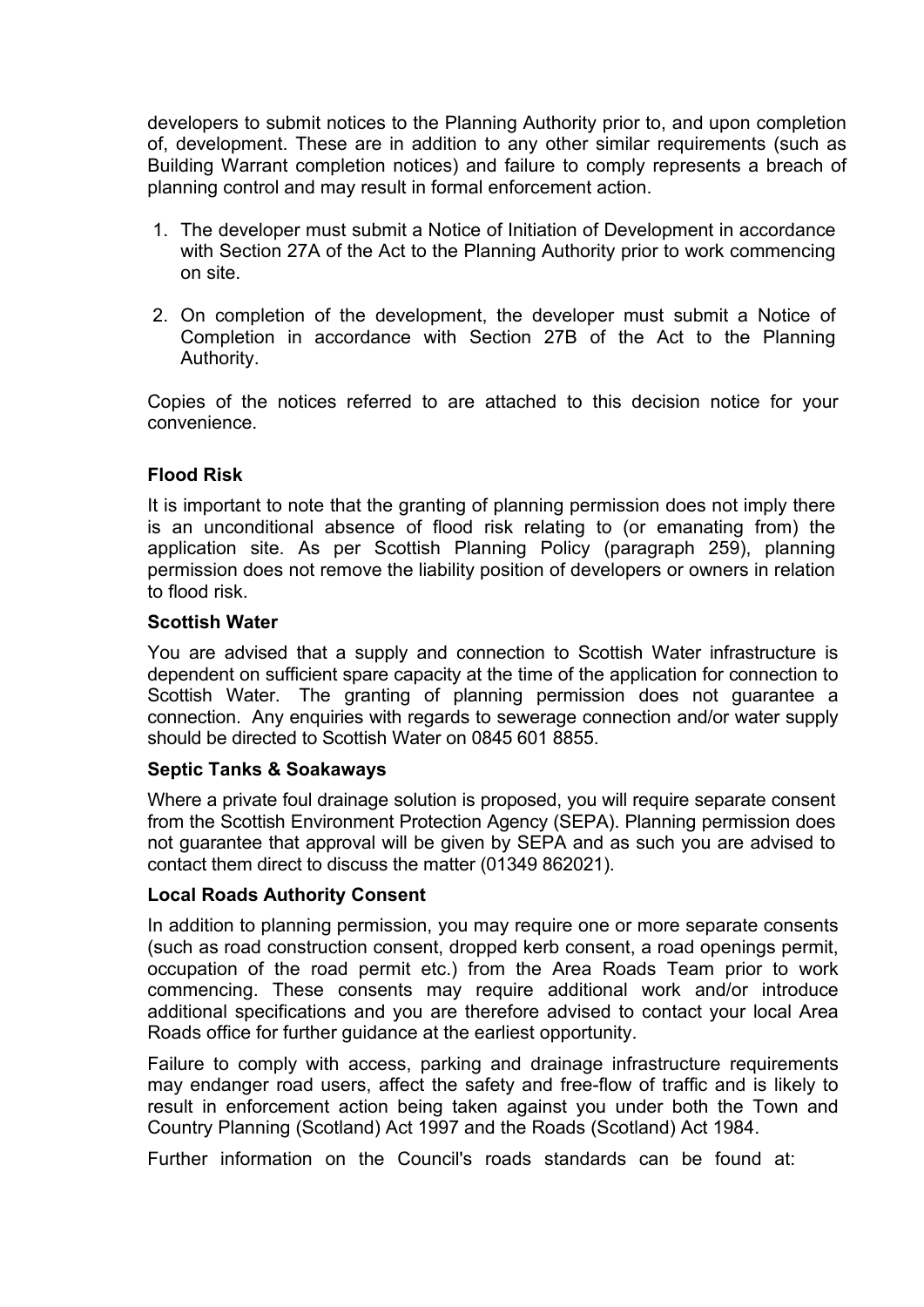developers to submit notices to the Planning Authority prior to, and upon completion of, development. These are in addition to any other similar requirements (such as Building Warrant completion notices) and failure to comply represents a breach of planning control and may result in formal enforcement action.

1. The developer must submit a Notice of Initiation of Development in accordance with Section 27A of the Act to the Planning Authority prior to work commencing on site.

2. On completion of the development, the developer must submit a Notice of Completion in accordance with Section 27B of the Act to the Planning Authority.

Copies of the notices referred to are attached to this decision notice for your convenience.

**Flood Risk**

It is important to note that the granting of planning permission does not imply there is an unconditional absence of flood risk relating to (or emanating from) the application site. As per Scottish Planning Policy (paragraph 259), planning permission does not remove the liability position of developers or owners in relation to flood risk.

**Scottish Water**

You are advised that a supply and connection to Scottish Water infrastructure is dependent on sufficient spare capacity at the time of the application for connection to Scottish Water. The granting of planning permission does not guarantee a connection. Any enquiries with regards to sewerage connection and/or water supply should be directed to Scottish Water on 0845 601 8855.

**Septic Tanks & Soakaways**

Where a private foul drainage solution is proposed, you will require separate consent from the Scottish Environment Protection Agency (SEPA). Planning permission does not guarantee that approval will be given by SEPA and as such you are advised to contact them direct to discuss the matter (01349 862021).

**Local Roads Authority Consent**

In addition to planning permission, you may require one or more separate consents (such as road construction consent, dropped kerb consent, a road openings permit, occupation of the road permit etc.) from the Area Roads Team prior to work commencing. These consents may require additional work and/or introduce additional specifications and you are therefore advised to contact your local Area Roads office for further guidance at the earliest opportunity.

Failure to comply with access, parking and drainage infrastructure requirements may endanger road users, affect the safety and free-flow of traffic and is likely to result in enforcement action being taken against you under both the Town and Country Planning (Scotland) Act 1997 and the Roads (Scotland) Act 1984.

Further information on the Council's roads standards can be found at: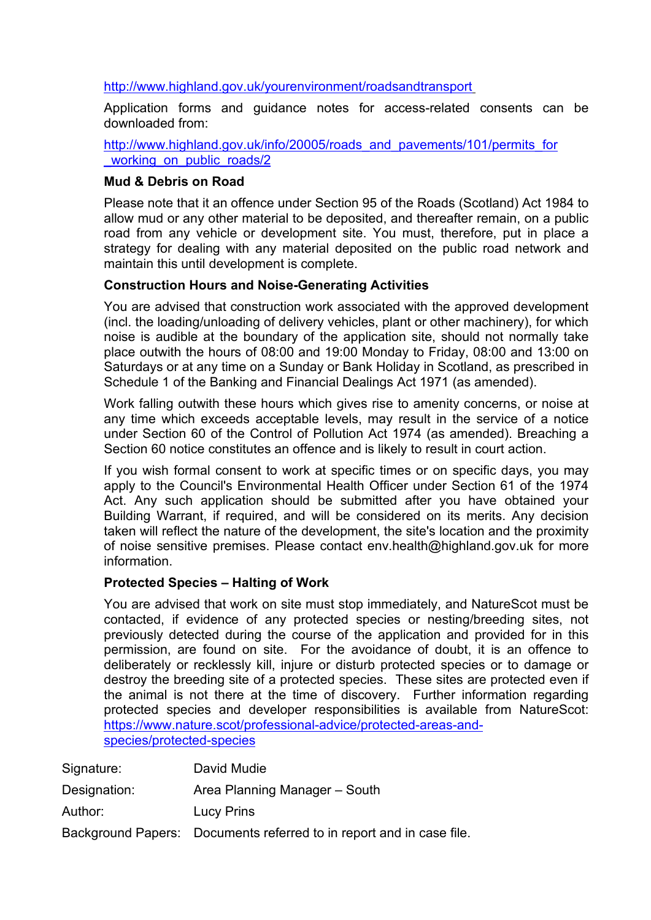http://www.highland.gov.uk/yourenvironment/roadsandtransport

Application forms and guidance notes for access-related consents can be downloaded from:

http://www.highland.gov.uk/info/20005/roads_and_pavements/101/permits_for_working_on_public_roads/2

**Mud & Debris on Road**

Please note that it an offence under Section 95 of the Roads (Scotland) Act 1984 to allow mud or any other material to be deposited, and thereafter remain, on a public road from any vehicle or development site. You must, therefore, put in place a strategy for dealing with any material deposited on the public road network and maintain this until development is complete.

**Construction Hours and Noise-Generating Activities**

You are advised that construction work associated with the approved development (incl. the loading/unloading of delivery vehicles, plant or other machinery), for which noise is audible at the boundary of the application site, should not normally take place outwith the hours of 08:00 and 19:00 Monday to Friday, 08:00 and 13:00 on Saturdays or at any time on a Sunday or Bank Holiday in Scotland, as prescribed in Schedule 1 of the Banking and Financial Dealings Act 1971 (as amended).

Work falling outwith these hours which gives rise to amenity concerns, or noise at any time which exceeds acceptable levels, may result in the service of a notice under Section 60 of the Control of Pollution Act 1974 (as amended). Breaching a Section 60 notice constitutes an offence and is likely to result in court action.

If you wish formal consent to work at specific times or on specific days, you may apply to the Council's Environmental Health Officer under Section 61 of the 1974 Act. Any such application should be submitted after you have obtained your Building Warrant, if required, and will be considered on its merits. Any decision taken will reflect the nature of the development, the site's location and the proximity of noise sensitive premises. Please contact env.health@highland.gov.uk for more information.

**Protected Species – Halting of Work**

You are advised that work on site must stop immediately, and NatureScot must be contacted, if evidence of any protected species or nesting/breeding sites, not previously detected during the course of the application and provided for in this permission, are found on site. For the avoidance of doubt, it is an offence to deliberately or recklessly kill, injure or disturb protected species or to damage or destroy the breeding site of a protected species. These sites are protected even if the animal is not there at the time of discovery. Further information regarding protected species and developer responsibilities is available from NatureScot: https://www.nature.scot/professional-advice/protected-areas-and-species/protected-species

| | |
|---|---|
| Signature: | David Mudie |
| Designation: | Area Planning Manager – South |
| Author: | Lucy Prins |
| Background Papers: | Documents referred to in report and in case file. |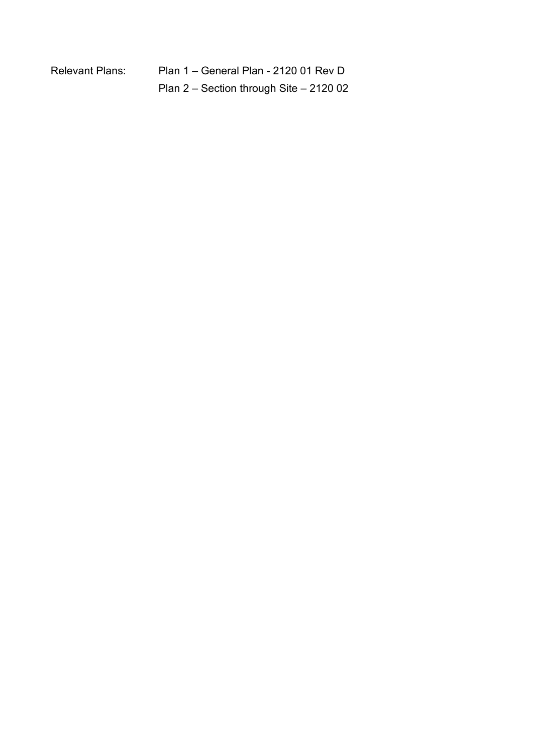Relevant Plans: Plan 1 – General Plan - 2120 01 Rev D

Plan 2 – Section through Site – 2120 02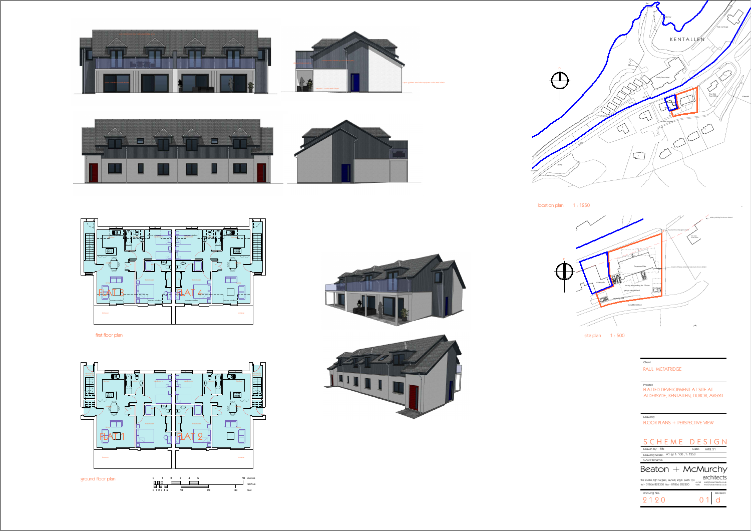location plan 1 : 1250

site plan 1 : 500

first floor plan

ground floor plan

FLAT 3

FLAT 4

FLAT 1

FLAT 2

0 1 2 3 4 5 10 metres

SCALE

0 1 2 3 4 5 10 20 30 feet

KENTALLEN

Client
PAUL MCFATRIDGE

Project
FLATTED DEVELOPMENT AT SITE AT ALDERSYDE, KENTALLEN, DUROR, ARGYLL

Drawing
FLOOR PLANS + PERSPECTIVE VIEW

SCHEME DESIGN

| Drawn by: | fkb | Date: | APRIL 21 |
|---|---|---|---|
| Drawing Scale: | A1 @ 1 : 100 , 1 : 1250 | | |
| CAD Filename: | | | |

Beaton + McMurchy architects

the studio, tigh na glaic, taynuilt, argyll. pa35 1jw
tel - 01866 822350 fax - 01866 822390

| Drawing No. | Revision |
|---|---|
| 2120 01 | d |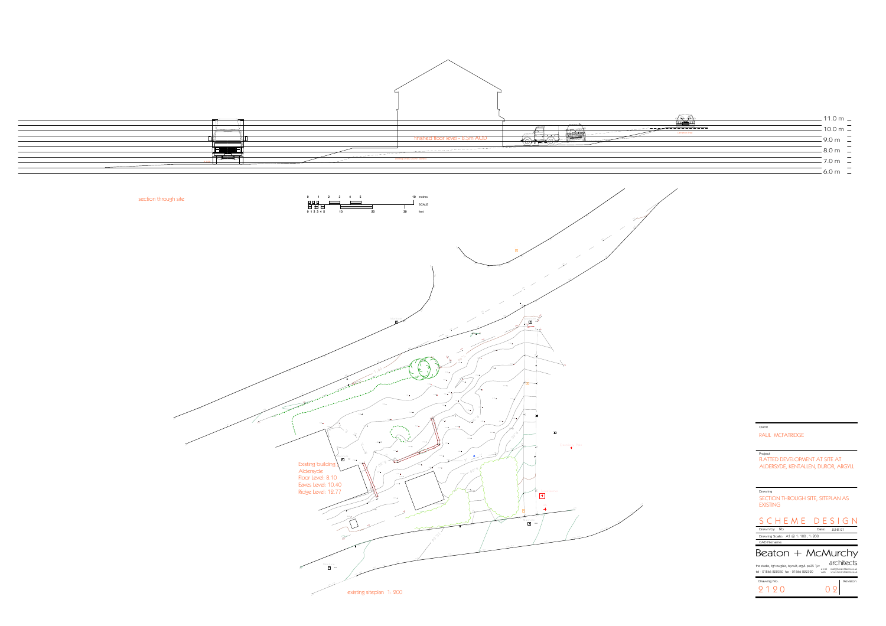11.0 m
10.0 m
9.0 m
8.0 m
7.0 m
6.0 m

finished floor level - 8.5m AOD

section through site

0 1 2 3 4 5 10 metres
SCALE
0 1 2 3 4 5 10 20 30 feet

Existing building
Aldersyde
Floor Level: 8.10
Eaves Level: 10.40
Ridge Level: 12.77

existing siteplan 1: 200

Client
PAUL MCFATRIDGE

Project
FLATTED DEVELOPMENT AT SITE AT ALDERSYDE, KENTALLEN, DUROR, ARGYLL

Drawing
SECTION THROUGH SITE, SITEPLAN AS EXISTING

SCHEME DESIGN

| | |
|---|---|
| Drawn by: fkb | Date: JUNE 21 |
| Drawing Scale: A1 @ 1: 100, 1: 200 | |
| CAD Filename: | |

Beaton + McMurchy architects

the studio, tigh na glaic, taynuilt, argyll pa35 1jw
tel - 01866 822350 fax - 01866 822390

| Drawing No. | Revision |
|---|---|
| 2120 02 | |